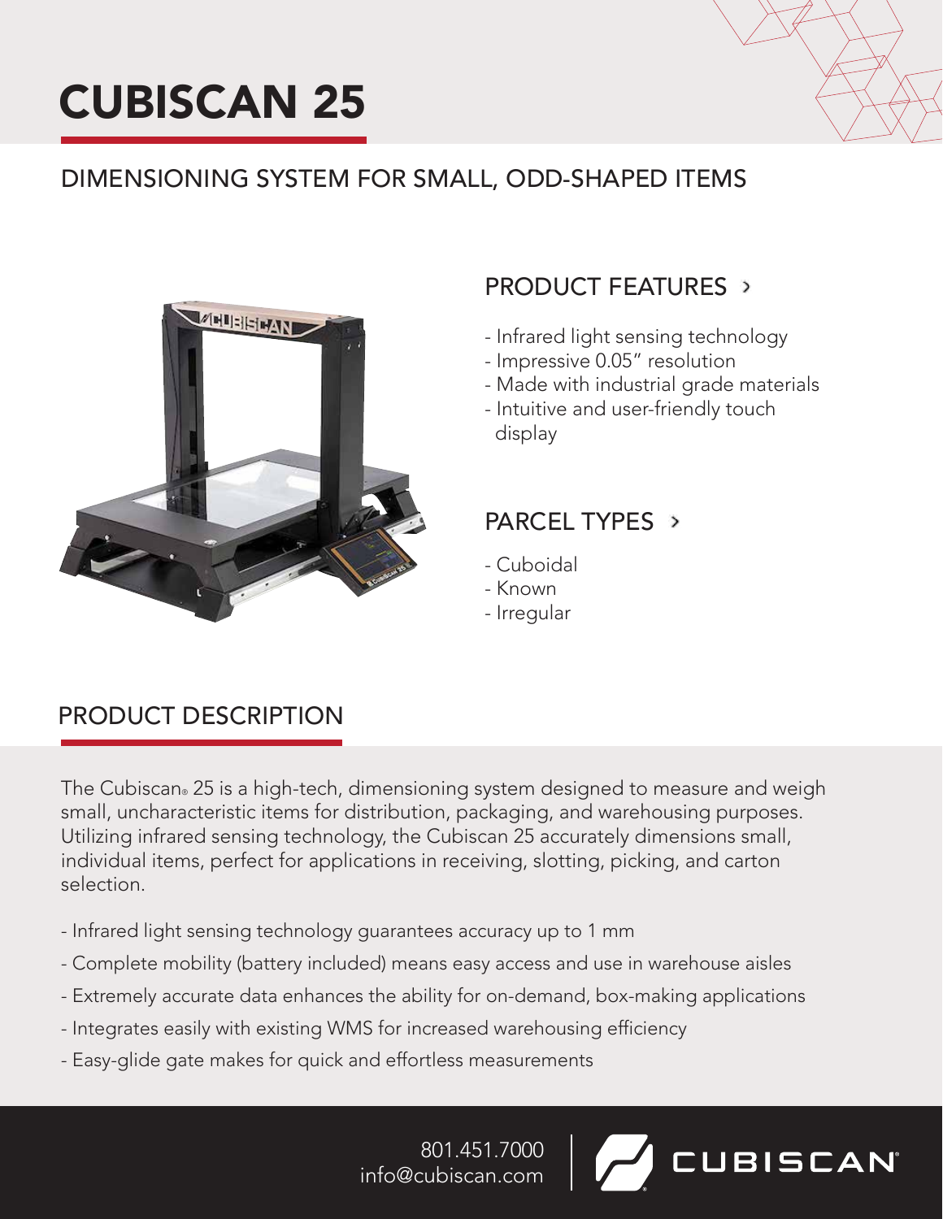# CUBISCAN 25

## DIMENSIONING SYSTEM FOR SMALL, ODD-SHAPED ITEMS

### PRODUCT FEATURES ›

- Infrared light sensing technology
- Impressive 0.05" resolution
- Made with industrial grade materials
- Intuitive and user-friendly touch display

### PARCEL TYPES ›

- Cuboidal
- Known
- Irregular

## PRODUCT DESCRIPTION

The Cubiscan® 25 is a high-tech, dimensioning system designed to measure and weigh small, uncharacteristic items for distribution, packaging, and warehousing purposes. Utilizing infrared sensing technology, the Cubiscan 25 accurately dimensions small, individual items, perfect for applications in receiving, slotting, picking, and carton selection.

- Infrared light sensing technology guarantees accuracy up to 1 mm
- Complete mobility (battery included) means easy access and use in warehouse aisles
- Extremely accurate data enhances the ability for on-demand, box-making applications
- Integrates easily with existing WMS for increased warehousing efficiency
- Easy-glide gate makes for quick and effortless measurements

801.451.7000
info@cubiscan.com

CUBISCAN®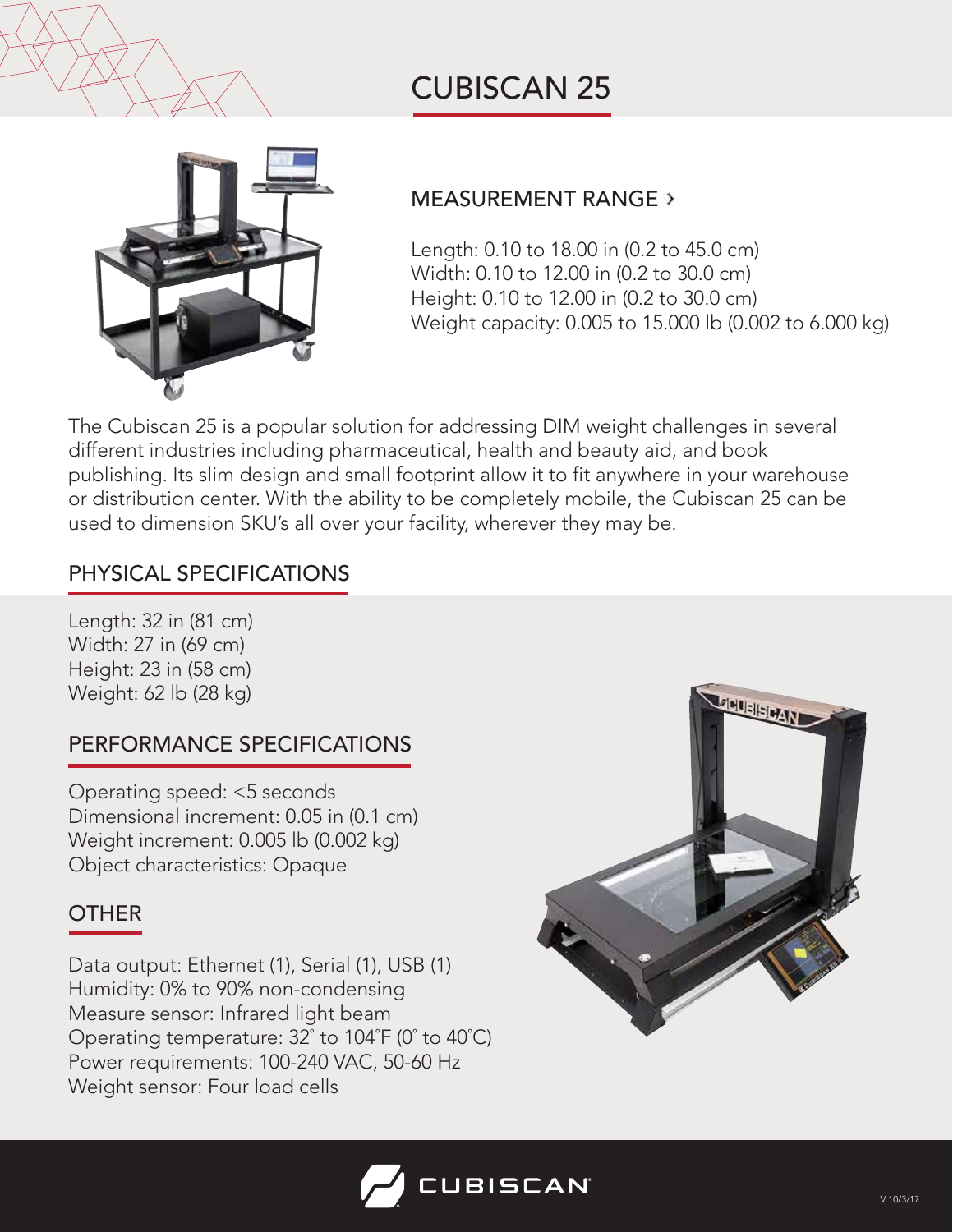# CUBISCAN 25

## MEASUREMENT RANGE ›

Length: 0.10 to 18.00 in (0.2 to 45.0 cm)
Width: 0.10 to 12.00 in (0.2 to 30.0 cm)
Height: 0.10 to 12.00 in (0.2 to 30.0 cm)
Weight capacity: 0.005 to 15.000 lb (0.002 to 6.000 kg)

The Cubiscan 25 is a popular solution for addressing DIM weight challenges in several different industries including pharmaceutical, health and beauty aid, and book publishing. Its slim design and small footprint allow it to fit anywhere in your warehouse or distribution center. With the ability to be completely mobile, the Cubiscan 25 can be used to dimension SKU's all over your facility, wherever they may be.

## PHYSICAL SPECIFICATIONS

Length: 32 in (81 cm)
Width: 27 in (69 cm)
Height: 23 in (58 cm)
Weight: 62 lb (28 kg)

## PERFORMANCE SPECIFICATIONS

Operating speed: <5 seconds
Dimensional increment: 0.05 in (0.1 cm)
Weight increment: 0.005 lb (0.002 kg)
Object characteristics: Opaque

## OTHER

Data output: Ethernet (1), Serial (1), USB (1)
Humidity: 0% to 90% non-condensing
Measure sensor: Infrared light beam
Operating temperature: 32˚ to 104˚F (0˚ to 40˚C)
Power requirements: 100-240 VAC, 50-60 Hz
Weight sensor: Four load cells

CUBISCAN

V 10/3/17